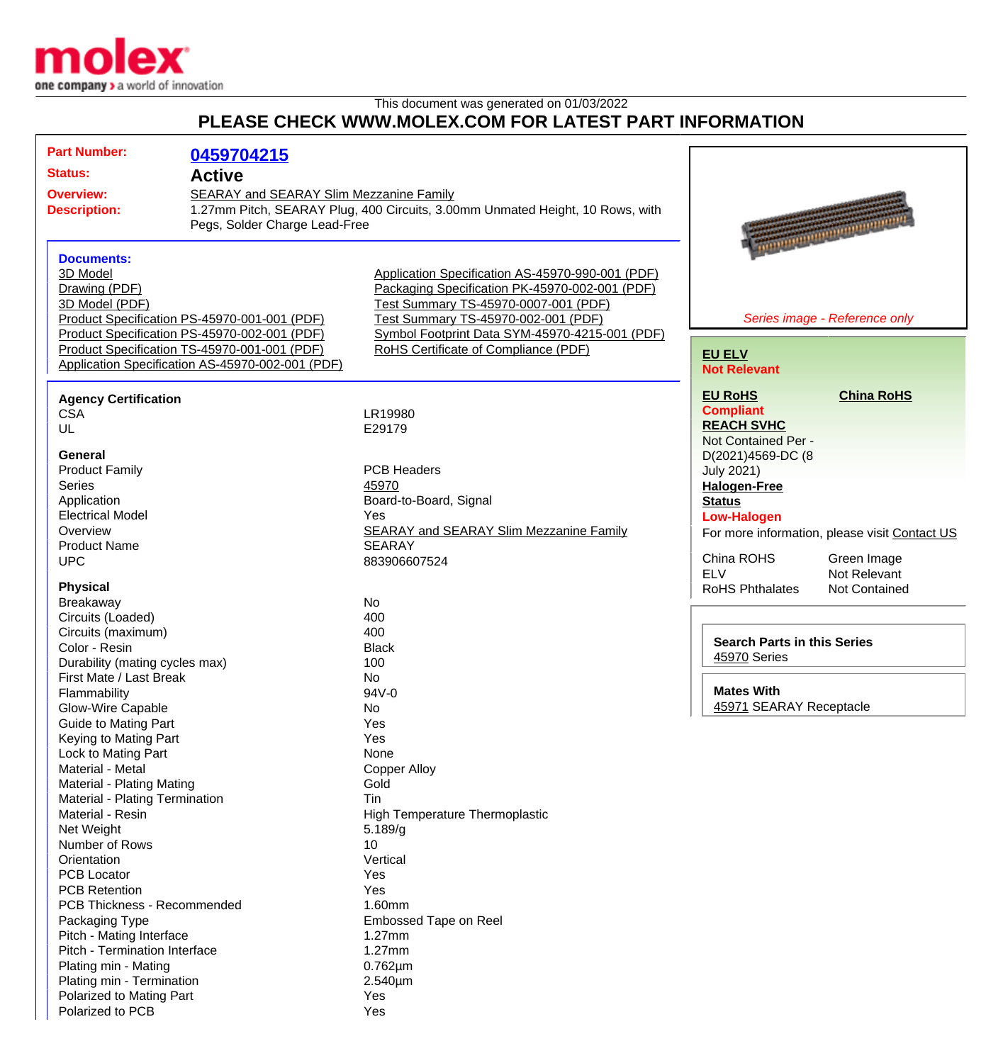This document was generated on 01/03/2022

# PLEASE CHECK WWW.MOLEX.COM FOR LATEST PART INFORMATION

**Part Number:** 0459704215

**Status:** Active

**Overview:** SEARAY and SEARAY Slim Mezzanine Family

**Description:** 1.27mm Pitch, SEARAY Plug, 400 Circuits, 3.00mm Unmated Height, 10 Rows, with Pegs, Solder Charge Lead-Free

*Series image - Reference only*

**Documents:**

- 3D Model
- Drawing (PDF)
- 3D Model (PDF)
- Product Specification PS-45970-001-001 (PDF)
- Product Specification PS-45970-002-001 (PDF)
- Product Specification TS-45970-001-001 (PDF)
- Application Specification AS-45970-002-001 (PDF)
- Application Specification AS-45970-990-001 (PDF)
- Packaging Specification PK-45970-002-001 (PDF)
- Test Summary TS-45970-0007-001 (PDF)
- Test Summary TS-45970-002-001 (PDF)
- Symbol Footprint Data SYM-45970-4215-001 (PDF)
- RoHS Certificate of Compliance (PDF)

**EU ELV**
Not Relevant

**EU RoHS**
Compliant

**China RoHS**

**REACH SVHC**
Not Contained Per - D(2021)4569-DC (8 July 2021)

**Halogen-Free Status**
Low-Halogen

For more information, please visit Contact US

| | |
|---|---|
| China ROHS | Green Image |
| ELV | Not Relevant |
| RoHS Phthalates | Not Contained |

**Search Parts in this Series**
45970 Series

**Mates With**
45971 SEARAY Receptacle

### Agency Certification

| | |
|---|---|
| CSA | LR19980 |
| UL | E29179 |

### General

| | |
|---|---|
| Product Family | PCB Headers |
| Series | 45970 |
| Application | Board-to-Board, Signal |
| Electrical Model | Yes |
| Overview | SEARAY and SEARAY Slim Mezzanine Family |
| Product Name | SEARAY |
| UPC | 883906607524 |

### Physical

| | |
|---|---|
| Breakaway | No |
| Circuits (Loaded) | 400 |
| Circuits (maximum) | 400 |
| Color - Resin | Black |
| Durability (mating cycles max) | 100 |
| First Mate / Last Break | No |
| Flammability | 94V-0 |
| Glow-Wire Capable | No |
| Guide to Mating Part | Yes |
| Keying to Mating Part | Yes |
| Lock to Mating Part | None |
| Material - Metal | Copper Alloy |
| Material - Plating Mating | Gold |
| Material - Plating Termination | Tin |
| Material - Resin | High Temperature Thermoplastic |
| Net Weight | 5.189/g |
| Number of Rows | 10 |
| Orientation | Vertical |
| PCB Locator | Yes |
| PCB Retention | Yes |
| PCB Thickness - Recommended | 1.60mm |
| Packaging Type | Embossed Tape on Reel |
| Pitch - Mating Interface | 1.27mm |
| Pitch - Termination Interface | 1.27mm |
| Plating min - Mating | 0.762µm |
| Plating min - Termination | 2.540µm |
| Polarized to Mating Part | Yes |
| Polarized to PCB | Yes |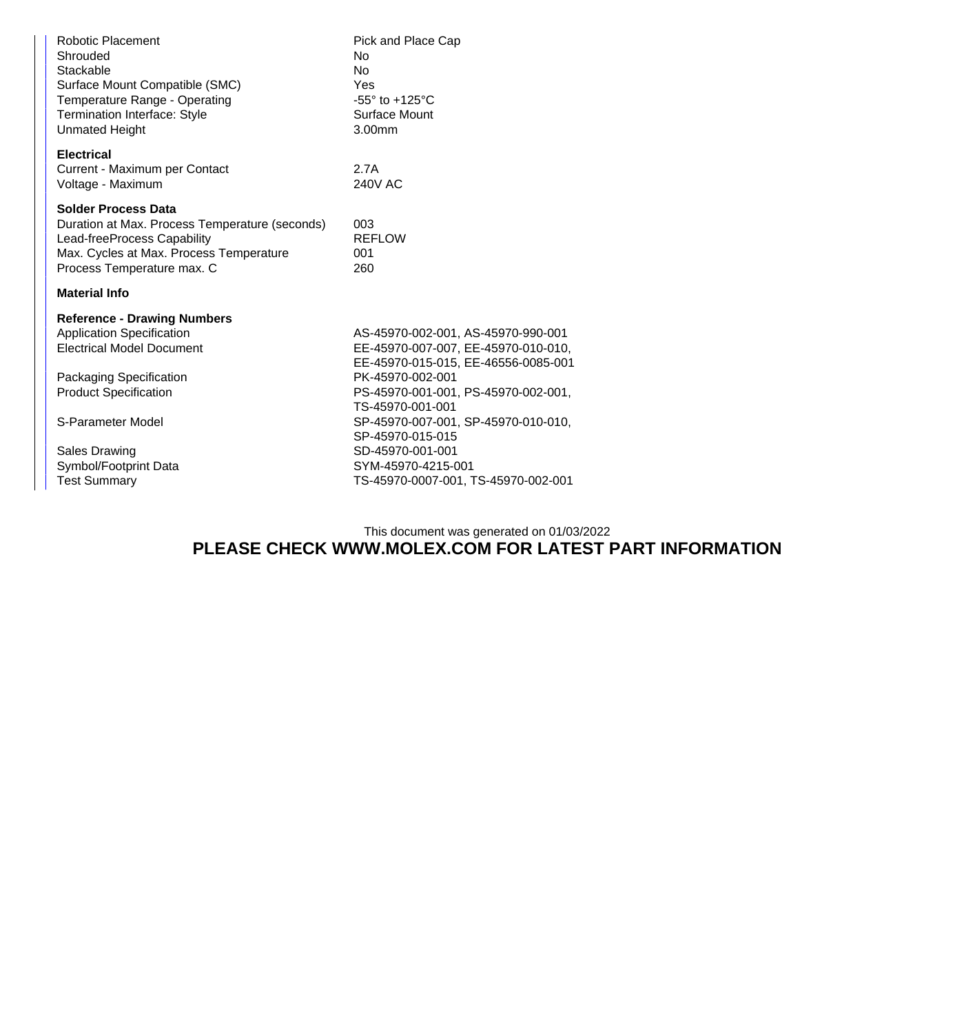| | |
|---|---|
| Robotic Placement | Pick and Place Cap |
| Shrouded | No |
| Stackable | No |
| Surface Mount Compatible (SMC) | Yes |
| Temperature Range - Operating | -55° to +125°C |
| Termination Interface: Style | Surface Mount |
| Unmated Height | 3.00mm |

**Electrical**

| | |
|---|---|
| Current - Maximum per Contact | 2.7A |
| Voltage - Maximum | 240V AC |

**Solder Process Data**

| | |
|---|---|
| Duration at Max. Process Temperature (seconds) | 003 |
| Lead-freeProcess Capability | REFLOW |
| Max. Cycles at Max. Process Temperature | 001 |
| Process Temperature max. C | 260 |

**Material Info**

**Reference - Drawing Numbers**

| | |
|---|---|
| Application Specification | AS-45970-002-001, AS-45970-990-001 |
| Electrical Model Document | EE-45970-007-007, EE-45970-010-010, EE-45970-015-015, EE-46556-0085-001 |
| Packaging Specification | PK-45970-002-001 |
| Product Specification | PS-45970-001-001, PS-45970-002-001, TS-45970-001-001 |
| S-Parameter Model | SP-45970-007-001, SP-45970-010-010, SP-45970-015-015 |
| Sales Drawing | SD-45970-001-001 |
| Symbol/Footprint Data | SYM-45970-4215-001 |
| Test Summary | TS-45970-0007-001, TS-45970-002-001 |

This document was generated on 01/03/2022

**PLEASE CHECK WWW.MOLEX.COM FOR LATEST PART INFORMATION**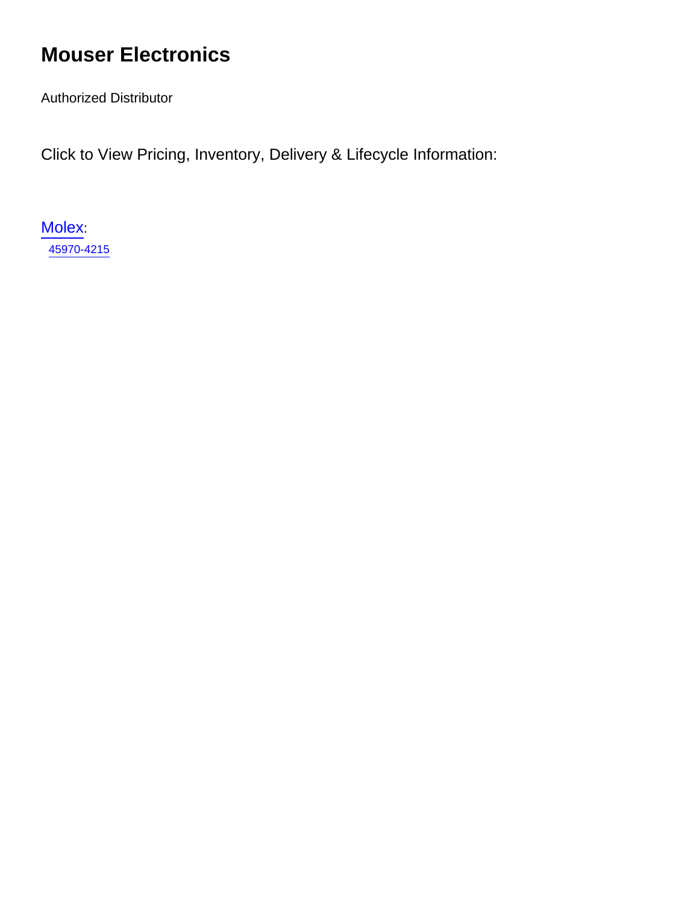# Mouser Electronics

Authorized Distributor

Click to View Pricing, Inventory, Delivery & Lifecycle Information:

Molex:

45970-4215